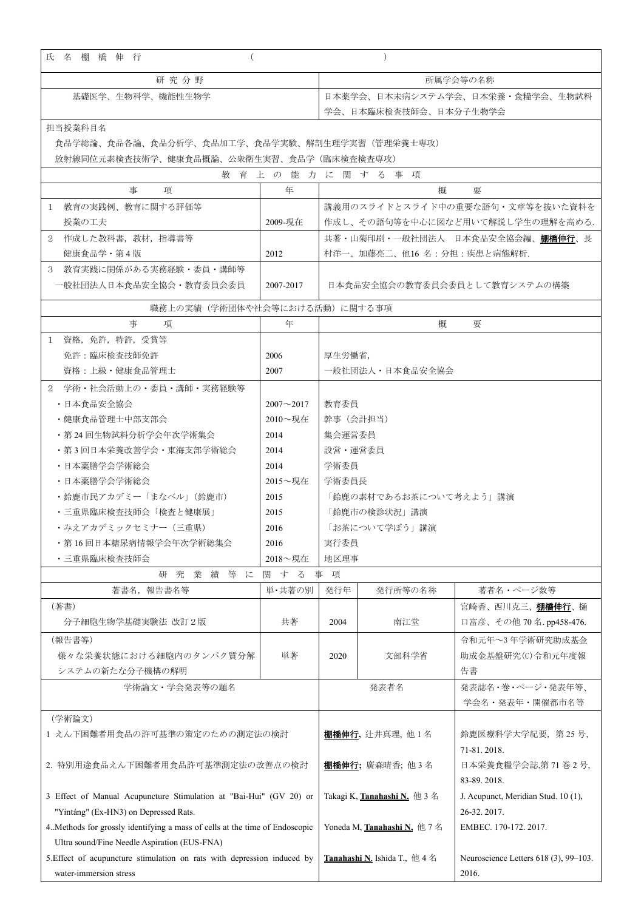| 氏 名 棚 橋 伸 行 | | （ | | ） |
|---|---|---|---|---|
| 研 究 分 野 | | 所属学会等の名称 | | |
| 基礎医学、生物科学、機能性生物学 | | 日本薬学会、日本未病システム学会、日本栄養・食糧学会、生物試料学会、日本臨床検査技師会、日本分子生物学会 | | |

担当授業科目名

食品学総論、食品各論、食品分析学、食品加工学、食品学実験、解剖生理学実習（管理栄養士専攻）

放射線同位元素検査技術学、健康食品概論、公衆衛生実習、食品学（臨床検査検査専攻）

## 教 育 上 の 能 力 に 関 す る 事 項

| 事　　項 | 年 | 概　　要 |
|---|---|---|
| 1　教育の実践例、教育に関する評価等<br>授業の工夫 | 2009-現在 | 講義用のスライドとスライド中の重要な語句・文章等を抜いた資料を作成し、その語句等を中心に図など用いて解説し学生の理解を高める. |
| 2　作成した教科書，教材，指導書等<br>健康食品学・第4版 | 2012 | 共著・山菊印刷・一般社団法人　日本食品安全協会編、**棚橋伸行**、長村洋一、加藤亮二、他16 名：分担：疾患と病態解析. |
| 3　教育実践に関係がある実務経験・委員・講師等<br>一般社団法人日本食品安全協会・教育委員会委員 | 2007-2017 | 日本食品安全協会の教育委員会委員として教育システムの構築 |

## 職務上の実績（学術団体や社会等における活動）に関する事項

| 事　　項 | 年 | 概　　要 |
|---|---|---|
| 1　資格，免許，特許，受賞等 | | |
| 免許：臨床検査技師免許 | 2006 | 厚生労働省, |
| 資格：上級・健康食品管理士 | 2007 | 一般社団法人・日本食品安全協会 |
| 2　学術・社会活動上の・委員・講師・実務経験等 | | |
| ・日本食品安全協会 | 2007～2017 | 教育委員 |
| ・健康食品管理士中部支部会 | 2010～現在 | 幹事（会計担当） |
| ・第24回生物試料分析学会年次学術集会 | 2014 | 集会運営委員 |
| ・第3回日本栄養改善学会・東海支部学術総会 | 2014 | 設営・運営委員 |
| ・日本薬膳学会学術総会 | 2014 | 学術委員 |
| ・日本薬膳学会学術総会 | 2015～現在 | 学術委員長 |
| ・鈴鹿市民アカデミー「まなベル」(鈴鹿市) | 2015 | 「鈴鹿の素材であるお茶について考えよう」講演 |
| ・三重県臨床検査技師会「検査と健康展」 | 2015 | 「鈴鹿市の検診状況」講演 |
| ・みえアカデミックセミナー（三重県） | 2016 | 「お茶について学ぼう」講演 |
| ・第16回日本糖尿病情報学会年次学術総集会 | 2016 | 実行委員 |
| ・三重県臨床検査技師会 | 2018～現在 | 地区理事 |

## 研 究 業 績 等 に 関 す る 事 項

| 著書名，報告書名等 | 単•共著の別 | 発行年 | 発行所等の名称 | 著者名・ページ数等 |
|---|---|---|---|---|
| （著書）<br>分子細胞生物学基礎実験法 改訂2版 | 共著 | 2004 | 南江堂 | 宮崎香、西川克三、**棚橋伸行**、樋口富彦、その他70名. pp458-476. |
| （報告書等）<br>様々な栄養状態における細胞内のタンパク質分解システムの新たな分子機構の解明 | 単著 | 2020 | 文部科学省 | 令和元年～3年学術研究助成基金助成金基盤研究(C)令和元年度報告書 |

| 学術論文・学会発表等の題名 | 発表者名 | 発表誌名・巻・ページ・発表年等、学会名・発表年・開催都市名等 |
|---|---|---|
| （学術論文） | | |
| 1 えん下困難者用食品の許可基準の策定のための測定法の検討 | **棚橋伸行**, 辻井真理, 他1名 | 鈴鹿医療科学大学紀要, 第25号, 71-81. 2018. |
| 2. 特別用途食品えん下困難者用食品許可基準測定法の改善点の検討 | **棚橋伸行**; 廣森晴香; 他3名 | 日本栄養食糧学会誌,第71巻2号, 83-89. 2018. |
| 3 Effect of Manual Acupuncture Stimulation at "Bai-Hui" (GV 20) or "Yintáng" (Ex-HN3) on Depressed Rats. | Takagi K, **Tanahashi N**, 他3名 | J. Acupunct, Meridian Stud. 10 (1), 26-32. 2017. |
| 4..Methods for grossly identifying a mass of cells at the time of Endoscopic Ultra sound/Fine Needle Aspiration (EUS-FNA) | Yoneda M, **Tanahashi N**, 他7名 | EMBEC. 170-172. 2017. |
| 5.Effect of acupuncture stimulation on rats with depression induced by water-immersion stress | **Tanahashi N**, Ishida T., 他4名 | Neuroscience Letters 618 (3), 99–103. 2016. |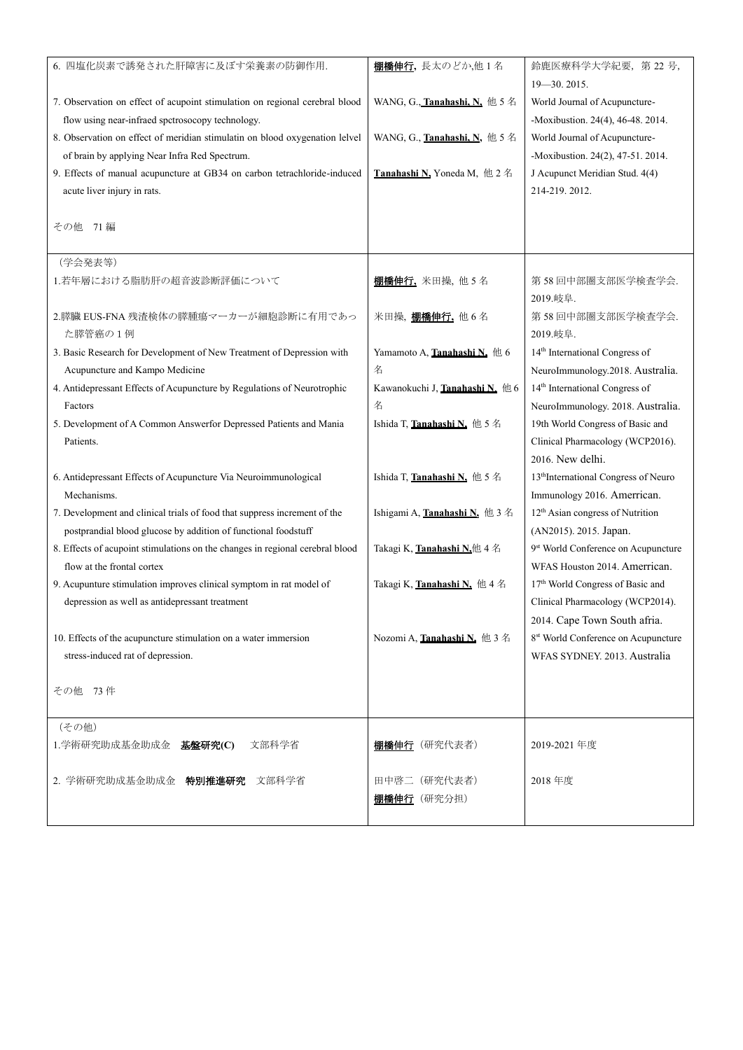| | | |
|---|---|---|
| 6. 四塩化炭素で誘発された肝障害に及ぼす栄養素の防御作用. | **棚橋伸行**, 長太のどか,他 1 名 | 鈴鹿医療科学大学紀要，第 22 号, 19—30. 2015. |
| 7. Observation on effect of acupoint stimulation on regional cerebral blood flow using near-infraed spctrosocopy technology. | WANG, G., **Tanahashi, N.** 他 5 名 | World Journal of Acupuncture- -Moxibustion. 24(4), 46-48. 2014. |
| 8. Observation on effect of meridian stimulatin on blood oxygenation lelvel of brain by applying Near Infra Red Spectrum. | WANG, G., **Tanahashi, N,** 他 5 名 | World Journal of Acupuncture- -Moxibustion. 24(2), 47-51. 2014. |
| 9. Effects of manual acupuncture at GB34 on carbon tetrachloride-induced acute liver injury in rats. | **Tanahashi N**, Yoneda M, 他 2 名 | J Acupunct Meridian Stud. 4(4) 214-219. 2012. |
| その他　71 編 | | |
| （学会発表等） | | |
| 1.若年層における脂肪肝の超音波診断評価について | **棚橋伸行**, 米田操, 他 5 名 | 第 58 回中部圏支部医学検査学会. 2019.岐阜. |
| 2.膵臓 EUS-FNA 残渣検体の膵腫瘍マーカーが細胞診断に有用であった膵管癌の 1 例 | 米田操, **棚橋伸行**, 他 6 名 | 第 58 回中部圏支部医学検査学会. 2019.岐阜. |
| 3. Basic Research for Development of New Treatment of Depression with Acupuncture and Kampo Medicine | Yamamoto A, **Tanahashi N**, 他 6 名 | 14th International Congress of NeuroImmunology.2018. Australia. |
| 4. Antidepressant Effects of Acupuncture by Regulations of Neurotrophic Factors | Kawanokuchi J, **Tanahashi N**, 他 6 名 | 14th International Congress of NeuroImmunology. 2018. Australia. |
| 5. Development of A Common Answerfor Depressed Patients and Mania Patients. | Ishida T, **Tanahashi N**, 他 5 名 | 19th World Congress of Basic and Clinical Pharmacology (WCP2016). 2016. New delhi. |
| 6. Antidepressant Effects of Acupuncture Via Neuroimmunological Mechanisms. | Ishida T, **Tanahashi N**, 他 5 名 | 13thInternational Congress of Neuro Immunology 2016. Amerrican. |
| 7. Development and clinical trials of food that suppress increment of the postprandial blood glucose by addition of functional foodstuff | Ishigami A, **Tanahashi N**, 他 3 名 | 12th Asian congress of Nutrition (AN2015). 2015. Japan. |
| 8. Effects of acupoint stimulations on the changes in regional cerebral blood flow at the frontal cortex | Takagi K, **Tanahashi N**,他 4 名 | 9st World Conference on Acupuncture WFAS Houston 2014. Amerrican. |
| 9. Acupunture stimulation improves clinical symptom in rat model of depression as well as antidepressant treatment | Takagi K, **Tanahashi N**, 他 4 名 | 17th World Congress of Basic and Clinical Pharmacology (WCP2014). 2014. Cape Town South afria. |
| 10. Effects of the acupuncture stimulation on a water immersion stress-induced rat of depression. | Nozomi A, **Tanahashi N**, 他 3 名 | 8st World Conference on Acupuncture WFAS SYDNEY. 2013. Australia |
| その他　73 件 | | |
| （その他） | | |
| 1.学術研究助成基金助成金　**基盤研究(C)**　文部科学省 | **棚橋伸行**（研究代表者） | 2019-2021 年度 |
| 2. 学術研究助成基金助成金　**特別推進研究**　文部科学省 | 田中啓二（研究代表者）<br>**棚橋伸行**（研究分担） | 2018 年度 |